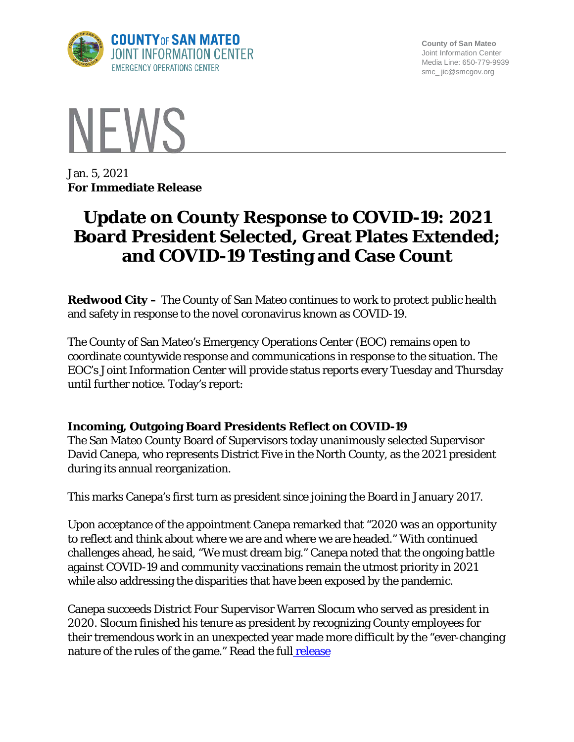**COUNTY OF SAN MATEO**
**JOINT INFORMATION CENTER**
EMERGENCY OPERATIONS CENTER

**County of San Mateo**
Joint Information Center
Media Line: 650-779-9939
smc_ jic@smcgov.org

# NEWS

Jan. 5, 2021
**For Immediate Release**

# Update on County Response to COVID-19: 2021 Board President Selected, Great Plates Extended; and COVID-19 Testing and Case Count

**Redwood City –** The County of San Mateo continues to work to protect public health and safety in response to the novel coronavirus known as COVID-19.

The County of San Mateo's Emergency Operations Center (EOC) remains open to coordinate countywide response and communications in response to the situation. The EOC's Joint Information Center will provide status reports every Tuesday and Thursday until further notice. Today's report:

### Incoming, Outgoing Board Presidents Reflect on COVID-19

The San Mateo County Board of Supervisors today unanimously selected Supervisor David Canepa, who represents District Five in the North County, as the 2021 president during its annual reorganization.

This marks Canepa's first turn as president since joining the Board in January 2017.

Upon acceptance of the appointment Canepa remarked that "2020 was an opportunity to reflect and think about where we are and where we are headed." With continued challenges ahead, he said, "We must dream big." Canepa noted that the ongoing battle against COVID-19 and community vaccinations remain the utmost priority in 2021 while also addressing the disparities that have been exposed by the pandemic.

Canepa succeeds District Four Supervisor Warren Slocum who served as president in 2020. Slocum finished his tenure as president by recognizing County employees for their tremendous work in an unexpected year made more difficult by the "ever-changing nature of the rules of the game." Read the full release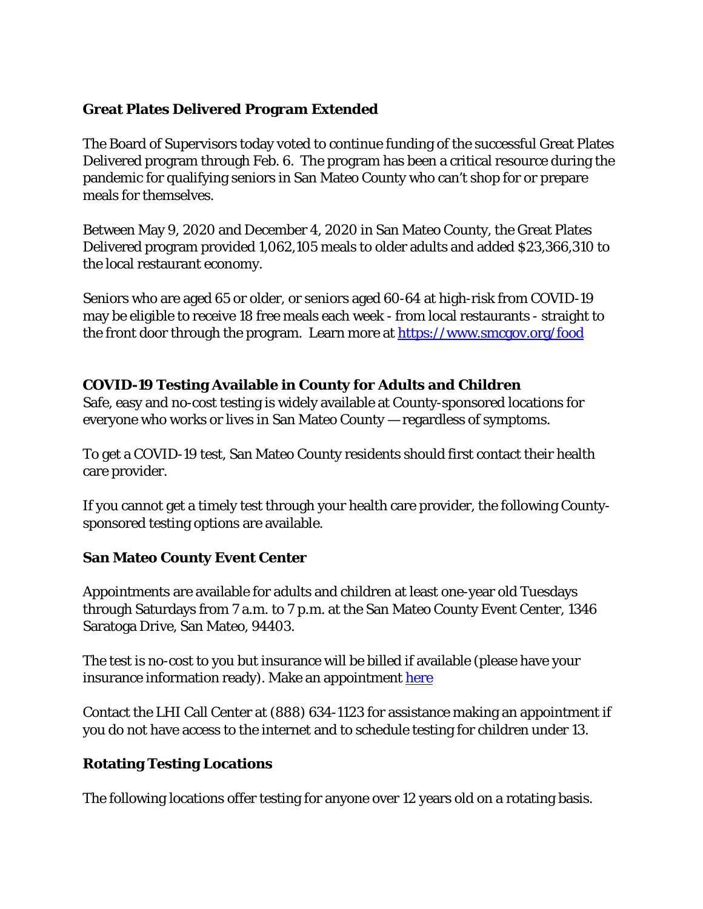**Great Plates Delivered Program Extended**

The Board of Supervisors today voted to continue funding of the successful Great Plates Delivered program through Feb. 6. The program has been a critical resource during the pandemic for qualifying seniors in San Mateo County who can't shop for or prepare meals for themselves.

Between May 9, 2020 and December 4, 2020 in San Mateo County, the Great Plates Delivered program provided 1,062,105 meals to older adults and added $23,366,310 to the local restaurant economy.

Seniors who are aged 65 or older, or seniors aged 60-64 at high-risk from COVID-19 may be eligible to receive 18 free meals each week - from local restaurants - straight to the front door through the program. Learn more at [https://www.smcgov.org/food](https://www.smcgov.org/food)

**COVID-19 Testing Available in County for Adults and Children**

Safe, easy and no-cost testing is widely available at County-sponsored locations for everyone who works or lives in San Mateo County — regardless of symptoms.

To get a COVID-19 test, San Mateo County residents should first contact their health care provider.

If you cannot get a timely test through your health care provider, the following County-sponsored testing options are available.

**San Mateo County Event Center**

Appointments are available for adults and children at least one-year old Tuesdays through Saturdays from 7 a.m. to 7 p.m. at the San Mateo County Event Center, 1346 Saratoga Drive, San Mateo, 94403.

The test is no-cost to you but insurance will be billed if available (please have your insurance information ready). Make an appointment here

Contact the LHI Call Center at (888) 634-1123 for assistance making an appointment if you do not have access to the internet and to schedule testing for children under 13.

**Rotating Testing Locations**

The following locations offer testing for anyone over 12 years old on a rotating basis.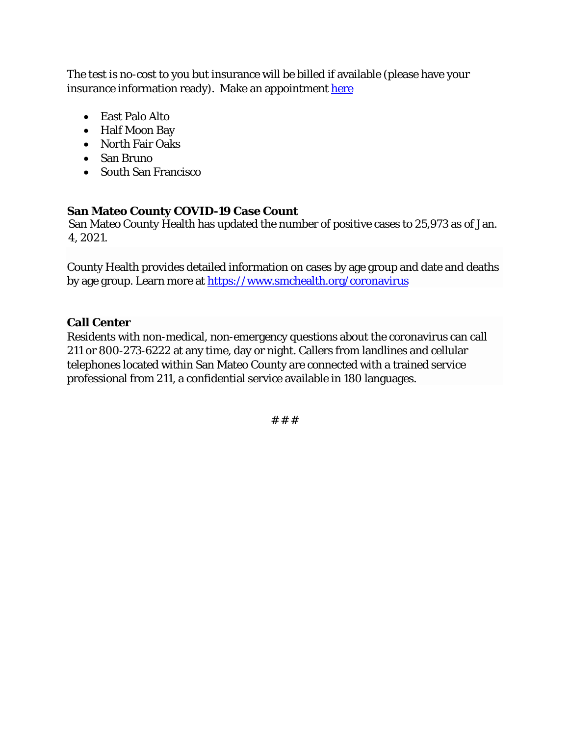The test is no-cost to you but insurance will be billed if available (please have your insurance information ready). Make an appointment [here]()

- East Palo Alto
- Half Moon Bay
- North Fair Oaks
- San Bruno
- South San Francisco

**San Mateo County COVID-19 Case Count**

San Mateo County Health has updated the number of positive cases to 25,973 as of Jan. 4, 2021.

County Health provides detailed information on cases by age group and date and deaths by age group. Learn more at [https://www.smchealth.org/coronavirus](https://www.smchealth.org/coronavirus)

**Call Center**

Residents with non-medical, non-emergency questions about the coronavirus can call 211 or 800-273-6222 at any time, day or night. Callers from landlines and cellular telephones located within San Mateo County are connected with a trained service professional from 211, a confidential service available in 180 languages.

# # #